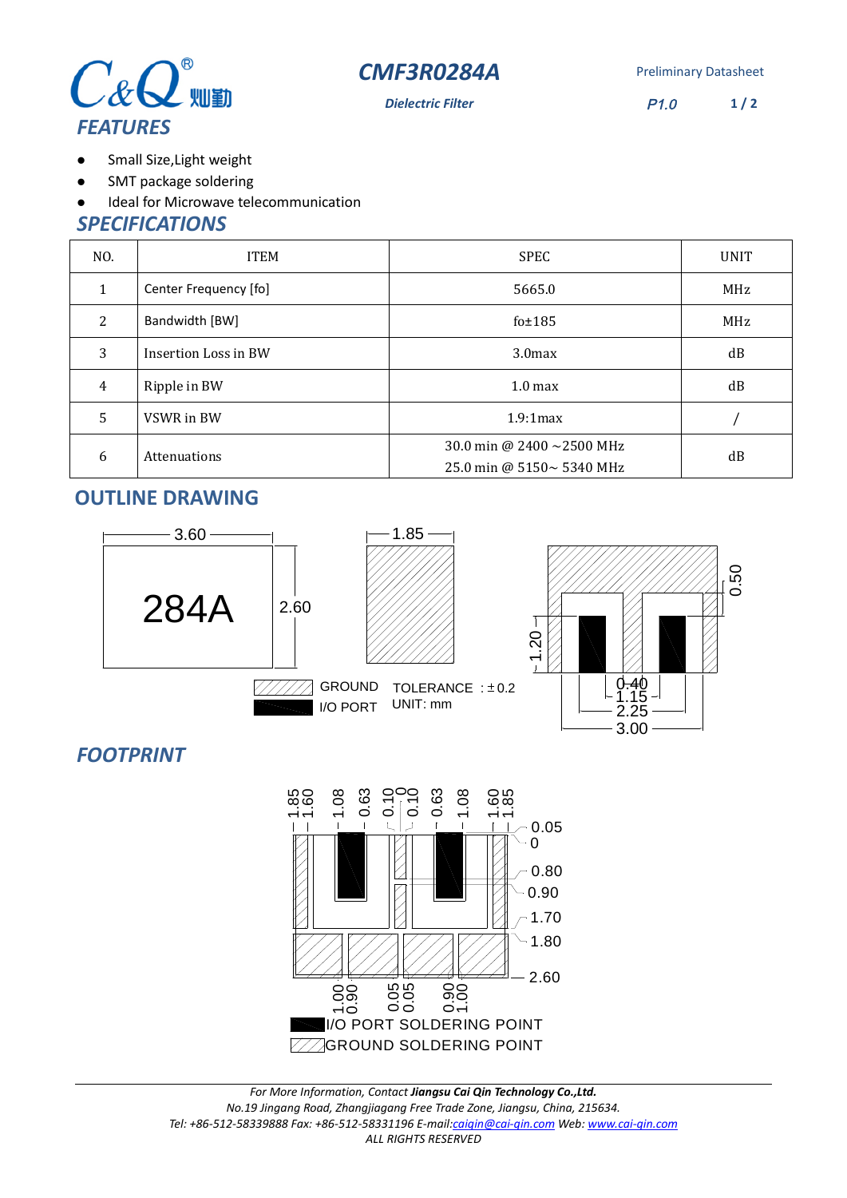# CMF3R0284A

*Dielectric Filter*

Preliminary Datasheet

*P1.0*

## *FEATURES*

- Small Size,Light weight
- SMT package soldering
- Ideal for Microwave telecommunication

## *SPECIFICATIONS*

| NO. | ITEM | SPEC | UNIT |
|---|---|---|---|
| 1 | Center Frequency [fo] | 5665.0 | MHz |
| 2 | Bandwidth [BW] | fo±185 | MHz |
| 3 | Insertion Loss in BW | 3.0max | dB |
| 4 | Ripple in BW | 1.0 max | dB |
| 5 | VSWR in BW | 1.9:1max | / |
| 6 | Attenuations | 30.0 min @ 2400 ~2500 MHz<br>25.0 min @ 5150~ 5340 MHz | dB |

## OUTLINE DRAWING

3.60 | 2.60 | 284A | 1.85 | 0.50 | 1.20 | 0.40 | 1.15 | 2.25 | 3.00

GROUND

I/O PORT

TOLERANCE : ±0.2

UNIT: mm

## *FOOTPRINT*

1.85 | 1.60 | 1.08 | 0.63 | 0.10 | 0 | 0.10 | 0.63 | 1.08 | 1.60 | 1.85

0.05 | 0 | 0.80 | 0.90 | 1.70 | 1.80 | 2.60

1.00 | 0.90 | 0.05 | 0.05 | 0.90 | 1.00

I/O PORT SOLDERING POINT

GROUND SOLDERING POINT

---

*For More Information, Contact **Jiangsu Cai Qin Technology Co.,Ltd.***
*No.19 Jingang Road, Zhangjiagang Free Trade Zone, Jiangsu, China, 215634.*
*Tel: +86-512-58339888 Fax: +86-512-58331196 E-mail:caiqin@cai-qin.com Web: www.cai-qin.com*
*ALL RIGHTS RESERVED*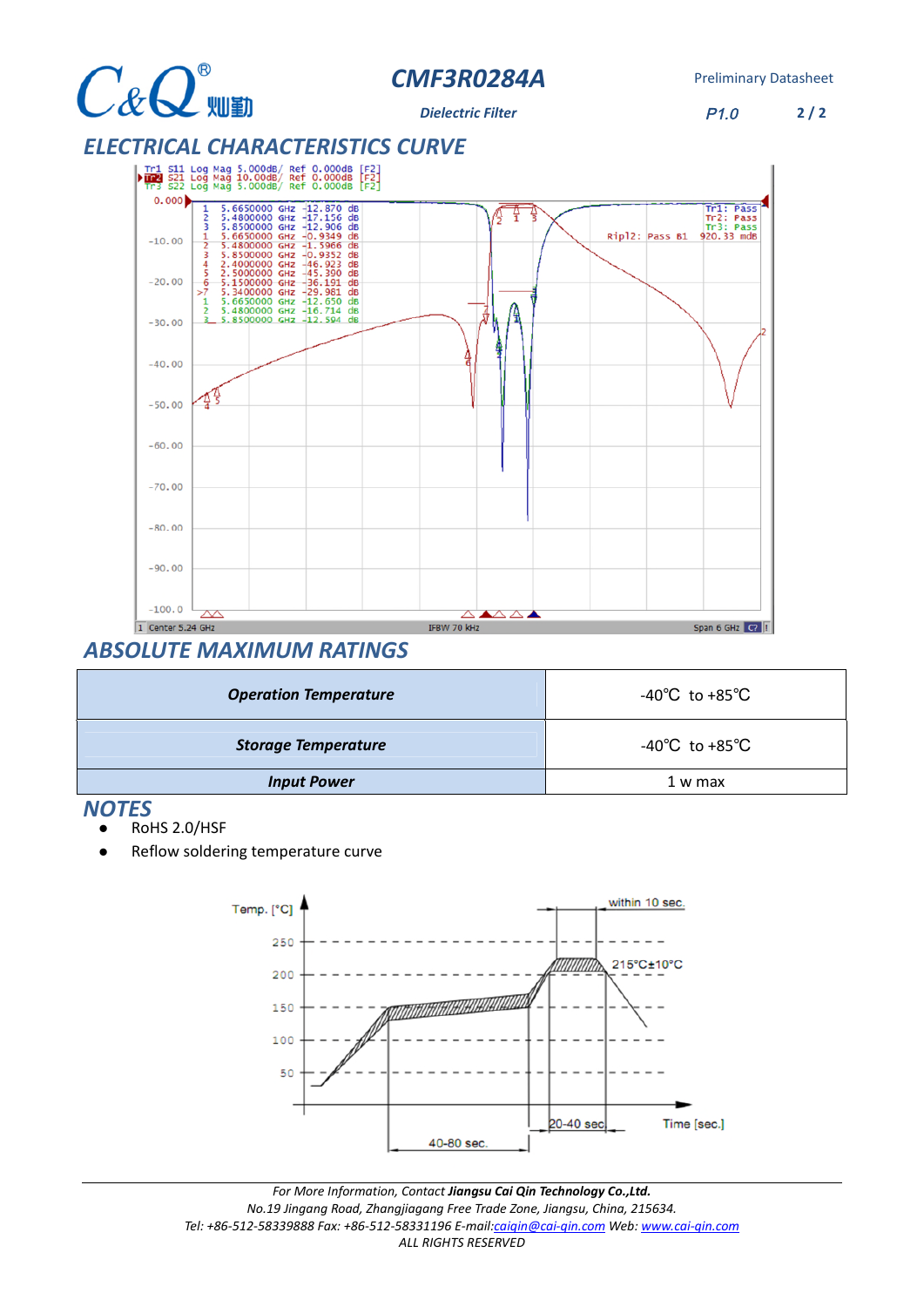## ELECTRICAL CHARACTERISTICS CURVE

Tr1 S11 Log Mag 5.000dB/ Ref 0.000dB [F2]
Tr2 S21 Log Mag 10.00dB/ Ref 0.000dB [F2]
Tr3 S22 Log Mag 5.000dB/ Ref 0.000dB [F2]

1 5.6650000 GHz -12.870 dB
2 5.4800000 GHz -17.156 dB
3 5.8500000 GHz -12.906 dB
1 5.6650000 GHz -0.9349 dB
2 5.4800000 GHz -1.5966 dB
3 5.8500000 GHz -0.9352 dB
4 2.4000000 GHz -46.923 dB
5 2.5000000 GHz -45.390 dB
6 5.1500000 GHz -36.191 dB
>7 5.3400000 GHz -29.981 dB
1 5.6650000 GHz -12.650 dB
2 5.4800000 GHz -16.714 dB
3 5.8500000 GHz -12.594 dB

Tr1: Pass
Tr2: Pass
Tr3: Pass
Ripl2: Pass B1 920.33 mdB

0.000
-10.00
-20.00
-30.00
-40.00
-50.00
-60.00
-70.00
-80.00
-90.00
-100.0

1 Center 5.24 GHz IFBW 70 kHz Span 6 GHz

## ABSOLUTE MAXIMUM RATINGS

| | |
|---|---|
| ***Operation Temperature*** | -40℃ to +85℃ |
| ***Storage Temperature*** | -40℃ to +85℃ |
| ***Input Power*** | 1 w max |

## NOTES

- RoHS 2.0/HSF
- Reflow soldering temperature curve

Temp. [°C]
250
200
150
100
50
within 10 sec.
215°C±10°C
20-40 sec
Time [sec.]
40-80 sec.

*For More Information, Contact* ***Jiangsu Cai Qin Technology Co.,Ltd.***
*No.19 Jingang Road, Zhangjiagang Free Trade Zone, Jiangsu, China, 215634.*
*Tel: +86-512-58339888 Fax: +86-512-58331196 E-mail:caiqin@cai-qin.com Web: www.cai-qin.com*
*ALL RIGHTS RESERVED*